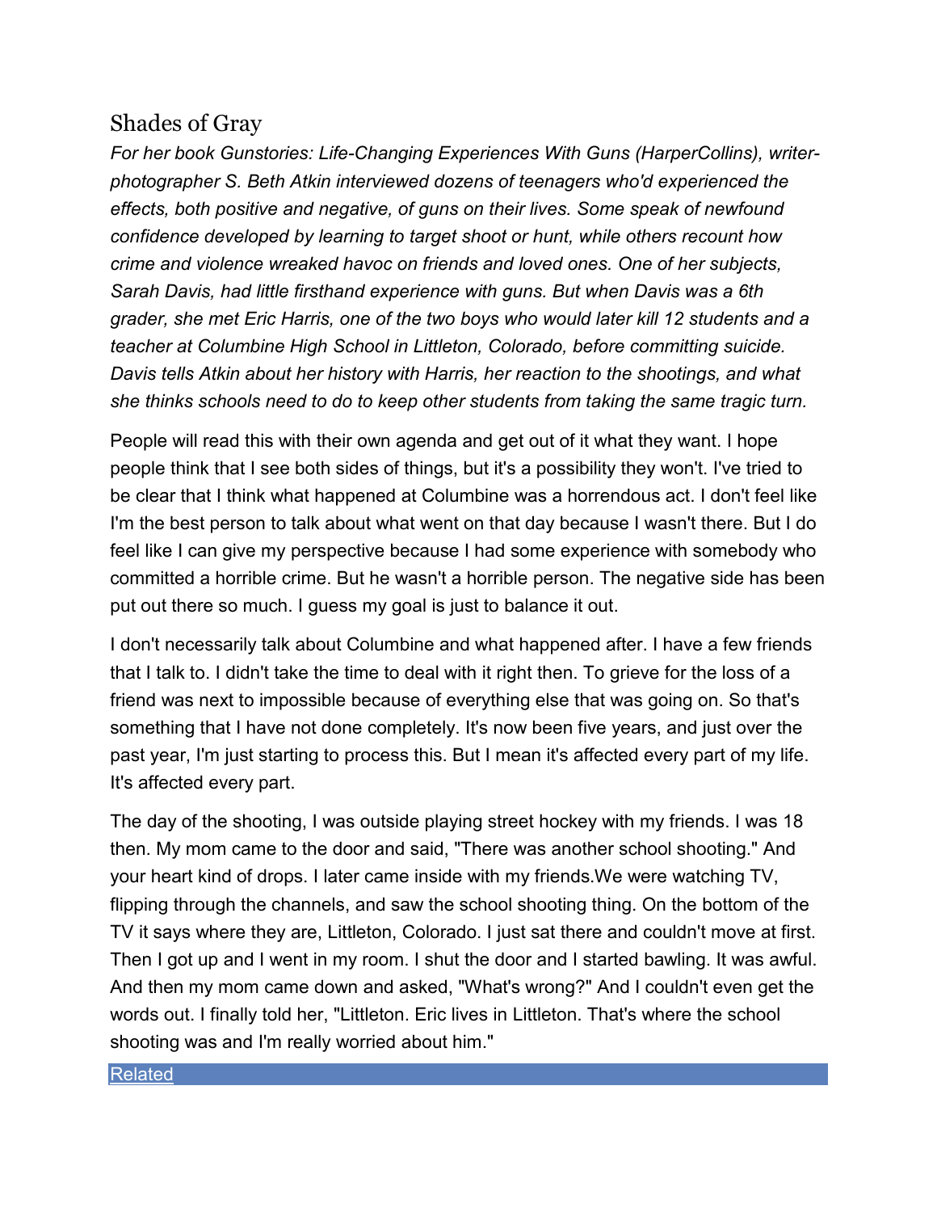# Shades of Gray

*For her book Gunstories: Life-Changing Experiences With Guns (HarperCollins), writer-photographer S. Beth Atkin interviewed dozens of teenagers who'd experienced the effects, both positive and negative, of guns on their lives. Some speak of newfound confidence developed by learning to target shoot or hunt, while others recount how crime and violence wreaked havoc on friends and loved ones. One of her subjects, Sarah Davis, had little firsthand experience with guns. But when Davis was a 6th grader, she met Eric Harris, one of the two boys who would later kill 12 students and a teacher at Columbine High School in Littleton, Colorado, before committing suicide. Davis tells Atkin about her history with Harris, her reaction to the shootings, and what she thinks schools need to do to keep other students from taking the same tragic turn.*

People will read this with their own agenda and get out of it what they want. I hope people think that I see both sides of things, but it's a possibility they won't. I've tried to be clear that I think what happened at Columbine was a horrendous act. I don't feel like I'm the best person to talk about what went on that day because I wasn't there. But I do feel like I can give my perspective because I had some experience with somebody who committed a horrible crime. But he wasn't a horrible person. The negative side has been put out there so much. I guess my goal is just to balance it out.

I don't necessarily talk about Columbine and what happened after. I have a few friends that I talk to. I didn't take the time to deal with it right then. To grieve for the loss of a friend was next to impossible because of everything else that was going on. So that's something that I have not done completely. It's now been five years, and just over the past year, I'm just starting to process this. But I mean it's affected every part of my life. It's affected every part.

The day of the shooting, I was outside playing street hockey with my friends. I was 18 then. My mom came to the door and said, "There was another school shooting." And your heart kind of drops. I later came inside with my friends.We were watching TV, flipping through the channels, and saw the school shooting thing. On the bottom of the TV it says where they are, Littleton, Colorado. I just sat there and couldn't move at first. Then I got up and I went in my room. I shut the door and I started bawling. It was awful. And then my mom came down and asked, "What's wrong?" And I couldn't even get the words out. I finally told her, "Littleton. Eric lives in Littleton. That's where the school shooting was and I'm really worried about him."

Related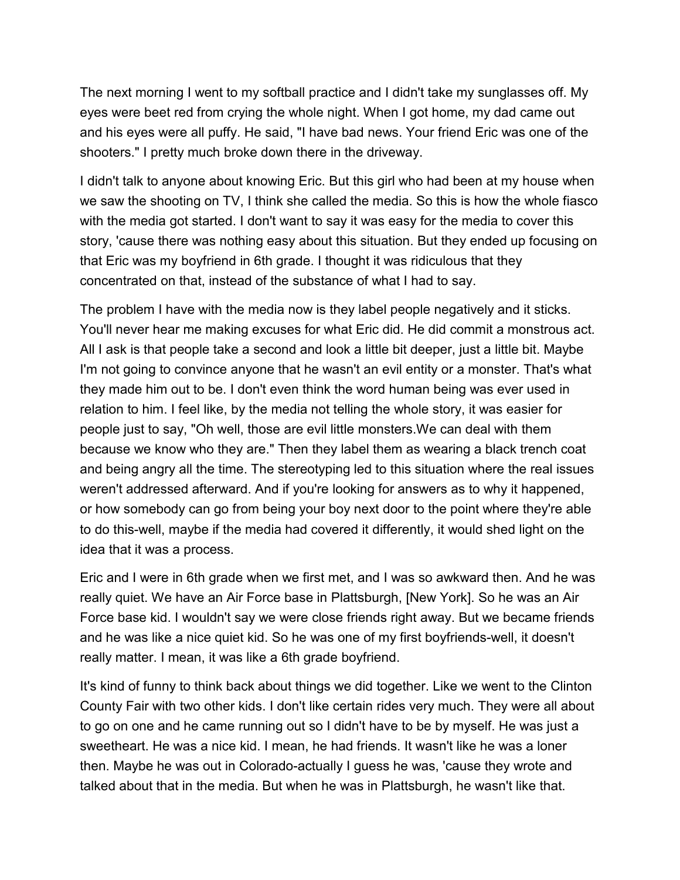The next morning I went to my softball practice and I didn't take my sunglasses off. My eyes were beet red from crying the whole night. When I got home, my dad came out and his eyes were all puffy. He said, "I have bad news. Your friend Eric was one of the shooters." I pretty much broke down there in the driveway.

I didn't talk to anyone about knowing Eric. But this girl who had been at my house when we saw the shooting on TV, I think she called the media. So this is how the whole fiasco with the media got started. I don't want to say it was easy for the media to cover this story, 'cause there was nothing easy about this situation. But they ended up focusing on that Eric was my boyfriend in 6th grade. I thought it was ridiculous that they concentrated on that, instead of the substance of what I had to say.

The problem I have with the media now is they label people negatively and it sticks. You'll never hear me making excuses for what Eric did. He did commit a monstrous act. All I ask is that people take a second and look a little bit deeper, just a little bit. Maybe I'm not going to convince anyone that he wasn't an evil entity or a monster. That's what they made him out to be. I don't even think the word human being was ever used in relation to him. I feel like, by the media not telling the whole story, it was easier for people just to say, "Oh well, those are evil little monsters.We can deal with them because we know who they are." Then they label them as wearing a black trench coat and being angry all the time. The stereotyping led to this situation where the real issues weren't addressed afterward. And if you're looking for answers as to why it happened, or how somebody can go from being your boy next door to the point where they're able to do this-well, maybe if the media had covered it differently, it would shed light on the idea that it was a process.

Eric and I were in 6th grade when we first met, and I was so awkward then. And he was really quiet. We have an Air Force base in Plattsburgh, [New York]. So he was an Air Force base kid. I wouldn't say we were close friends right away. But we became friends and he was like a nice quiet kid. So he was one of my first boyfriends-well, it doesn't really matter. I mean, it was like a 6th grade boyfriend.

It's kind of funny to think back about things we did together. Like we went to the Clinton County Fair with two other kids. I don't like certain rides very much. They were all about to go on one and he came running out so I didn't have to be by myself. He was just a sweetheart. He was a nice kid. I mean, he had friends. It wasn't like he was a loner then. Maybe he was out in Colorado-actually I guess he was, 'cause they wrote and talked about that in the media. But when he was in Plattsburgh, he wasn't like that.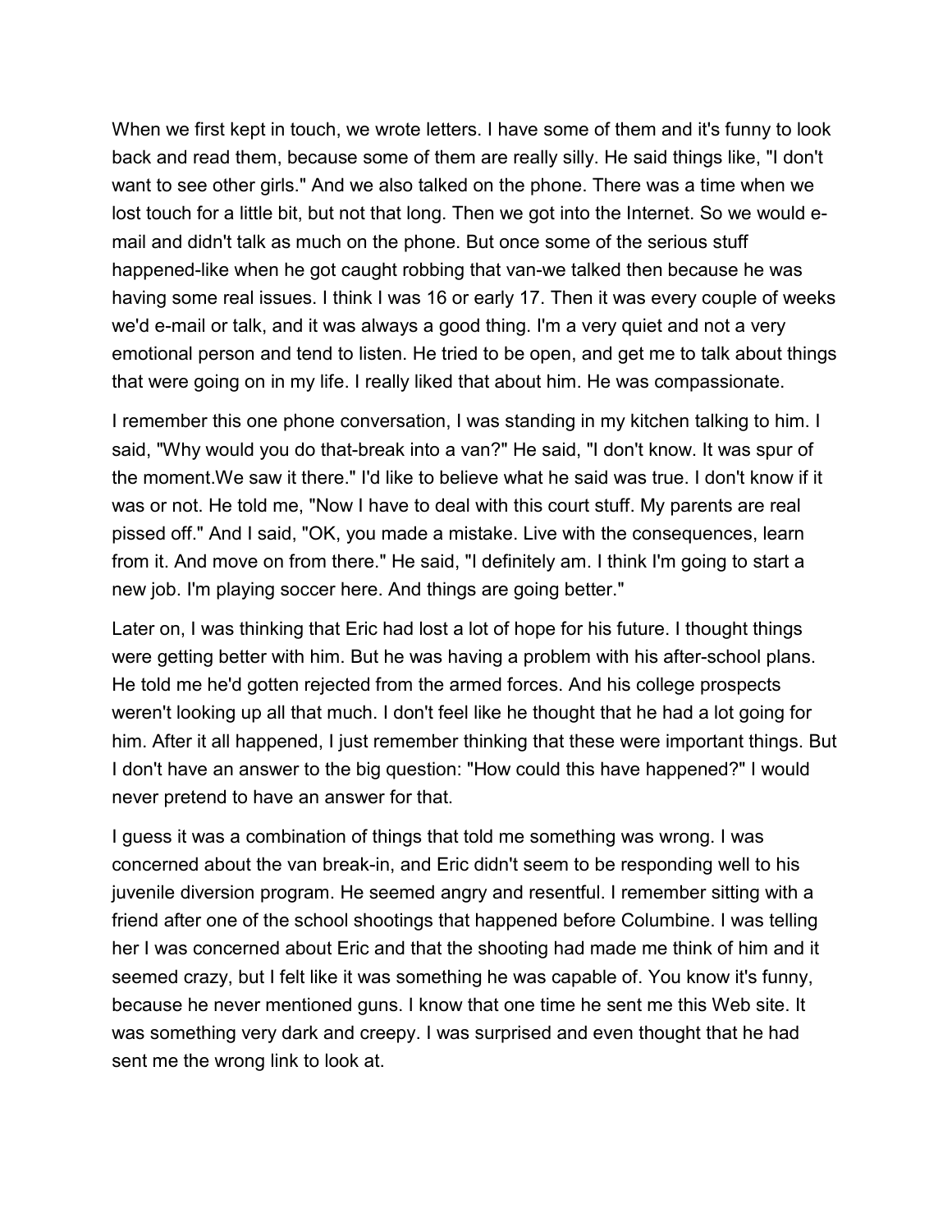When we first kept in touch, we wrote letters. I have some of them and it's funny to look back and read them, because some of them are really silly. He said things like, "I don't want to see other girls." And we also talked on the phone. There was a time when we lost touch for a little bit, but not that long. Then we got into the Internet. So we would e-mail and didn't talk as much on the phone. But once some of the serious stuff happened-like when he got caught robbing that van-we talked then because he was having some real issues. I think I was 16 or early 17. Then it was every couple of weeks we'd e-mail or talk, and it was always a good thing. I'm a very quiet and not a very emotional person and tend to listen. He tried to be open, and get me to talk about things that were going on in my life. I really liked that about him. He was compassionate.

I remember this one phone conversation, I was standing in my kitchen talking to him. I said, "Why would you do that-break into a van?" He said, "I don't know. It was spur of the moment.We saw it there." I'd like to believe what he said was true. I don't know if it was or not. He told me, "Now I have to deal with this court stuff. My parents are real pissed off." And I said, "OK, you made a mistake. Live with the consequences, learn from it. And move on from there." He said, "I definitely am. I think I'm going to start a new job. I'm playing soccer here. And things are going better."

Later on, I was thinking that Eric had lost a lot of hope for his future. I thought things were getting better with him. But he was having a problem with his after-school plans. He told me he'd gotten rejected from the armed forces. And his college prospects weren't looking up all that much. I don't feel like he thought that he had a lot going for him. After it all happened, I just remember thinking that these were important things. But I don't have an answer to the big question: "How could this have happened?" I would never pretend to have an answer for that.

I guess it was a combination of things that told me something was wrong. I was concerned about the van break-in, and Eric didn't seem to be responding well to his juvenile diversion program. He seemed angry and resentful. I remember sitting with a friend after one of the school shootings that happened before Columbine. I was telling her I was concerned about Eric and that the shooting had made me think of him and it seemed crazy, but I felt like it was something he was capable of. You know it's funny, because he never mentioned guns. I know that one time he sent me this Web site. It was something very dark and creepy. I was surprised and even thought that he had sent me the wrong link to look at.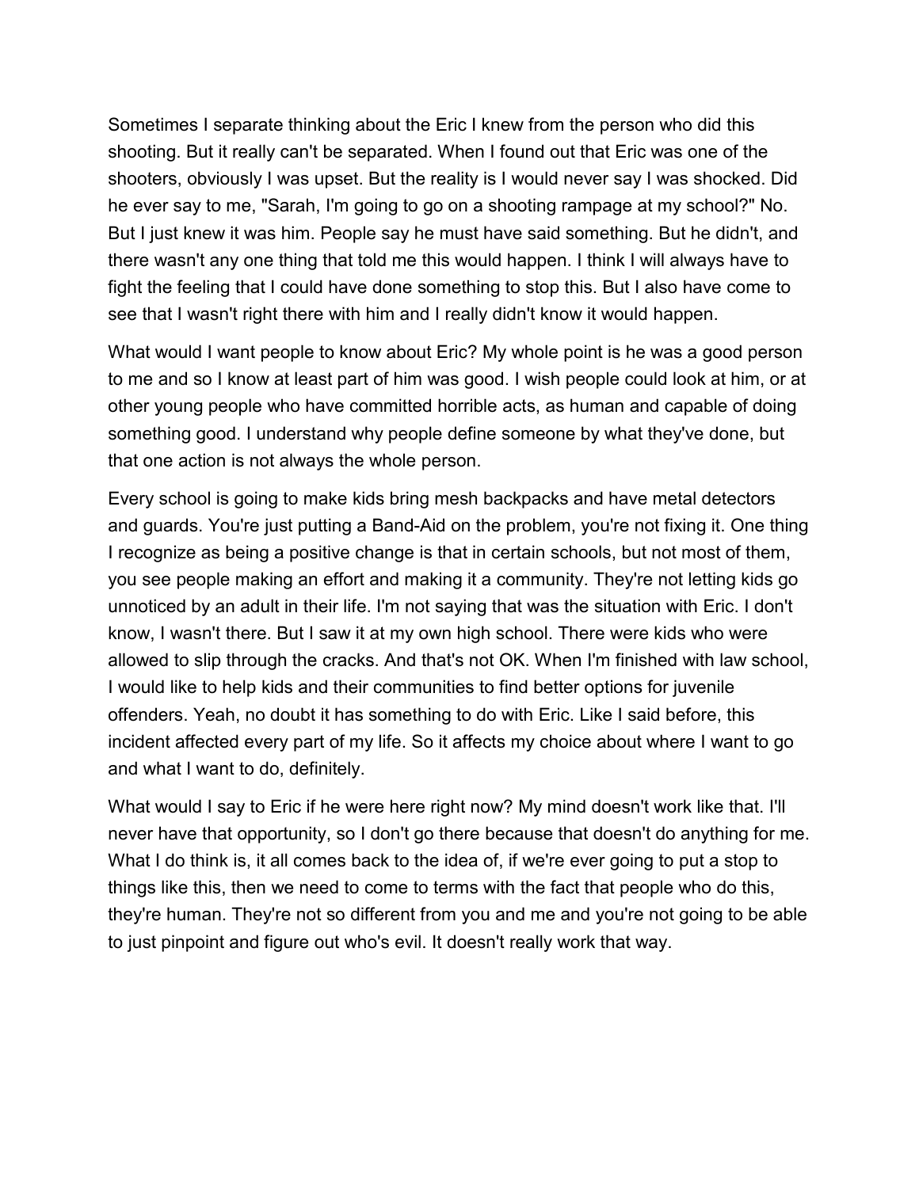Sometimes I separate thinking about the Eric I knew from the person who did this shooting. But it really can't be separated. When I found out that Eric was one of the shooters, obviously I was upset. But the reality is I would never say I was shocked. Did he ever say to me, "Sarah, I'm going to go on a shooting rampage at my school?" No. But I just knew it was him. People say he must have said something. But he didn't, and there wasn't any one thing that told me this would happen. I think I will always have to fight the feeling that I could have done something to stop this. But I also have come to see that I wasn't right there with him and I really didn't know it would happen.

What would I want people to know about Eric? My whole point is he was a good person to me and so I know at least part of him was good. I wish people could look at him, or at other young people who have committed horrible acts, as human and capable of doing something good. I understand why people define someone by what they've done, but that one action is not always the whole person.

Every school is going to make kids bring mesh backpacks and have metal detectors and guards. You're just putting a Band-Aid on the problem, you're not fixing it. One thing I recognize as being a positive change is that in certain schools, but not most of them, you see people making an effort and making it a community. They're not letting kids go unnoticed by an adult in their life. I'm not saying that was the situation with Eric. I don't know, I wasn't there. But I saw it at my own high school. There were kids who were allowed to slip through the cracks. And that's not OK. When I'm finished with law school, I would like to help kids and their communities to find better options for juvenile offenders. Yeah, no doubt it has something to do with Eric. Like I said before, this incident affected every part of my life. So it affects my choice about where I want to go and what I want to do, definitely.

What would I say to Eric if he were here right now? My mind doesn't work like that. I'll never have that opportunity, so I don't go there because that doesn't do anything for me. What I do think is, it all comes back to the idea of, if we're ever going to put a stop to things like this, then we need to come to terms with the fact that people who do this, they're human. They're not so different from you and me and you're not going to be able to just pinpoint and figure out who's evil. It doesn't really work that way.